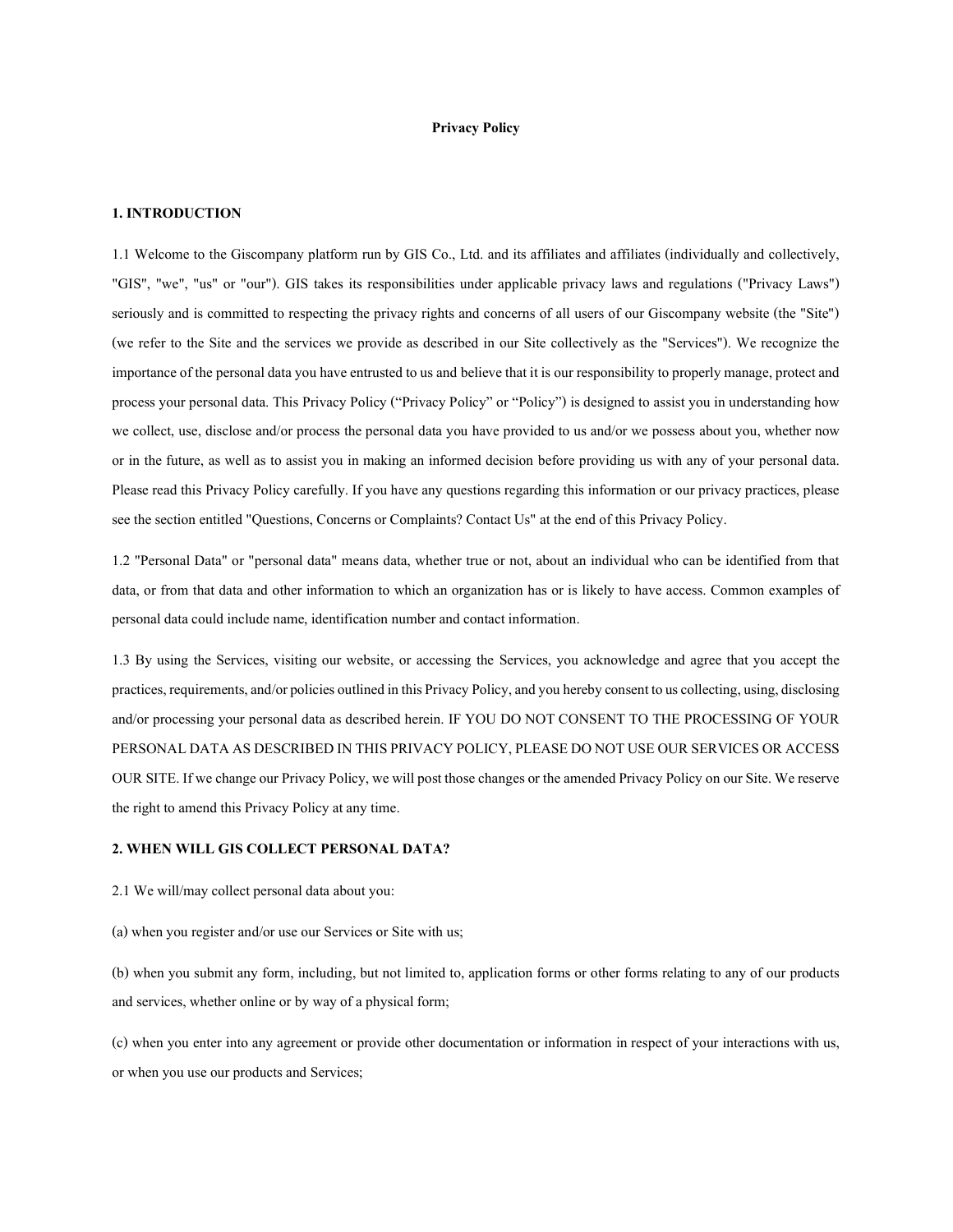# Privacy Policy

## 1. INTRODUCTION

1.1 Welcome to the Giscompany platform run by GIS Co., Ltd. and its affiliates and affiliates (individually and collectively, "GIS", "we", "us" or "our"). GIS takes its responsibilities under applicable privacy laws and regulations ("Privacy Laws") seriously and is committed to respecting the privacy rights and concerns of all users of our Giscompany website (the "Site") (we refer to the Site and the services we provide as described in our Site collectively as the "Services"). We recognize the importance of the personal data you have entrusted to us and believe that it is our responsibility to properly manage, protect and process your personal data. This Privacy Policy ("Privacy Policy" or "Policy") is designed to assist you in understanding how we collect, use, disclose and/or process the personal data you have provided to us and/or we possess about you, whether now or in the future, as well as to assist you in making an informed decision before providing us with any of your personal data. Please read this Privacy Policy carefully. If you have any questions regarding this information or our privacy practices, please see the section entitled "Questions, Concerns or Complaints? Contact Us" at the end of this Privacy Policy.

1.2 "Personal Data" or "personal data" means data, whether true or not, about an individual who can be identified from that data, or from that data and other information to which an organization has or is likely to have access. Common examples of personal data could include name, identification number and contact information.

1.3 By using the Services, visiting our website, or accessing the Services, you acknowledge and agree that you accept the practices, requirements, and/or policies outlined in this Privacy Policy, and you hereby consent to us collecting, using, disclosing and/or processing your personal data as described herein. IF YOU DO NOT CONSENT TO THE PROCESSING OF YOUR PERSONAL DATA AS DESCRIBED IN THIS PRIVACY POLICY, PLEASE DO NOT USE OUR SERVICES OR ACCESS OUR SITE. If we change our Privacy Policy, we will post those changes or the amended Privacy Policy on our Site. We reserve the right to amend this Privacy Policy at any time.

## 2. WHEN WILL GIS COLLECT PERSONAL DATA?

2.1 We will/may collect personal data about you:

(a) when you register and/or use our Services or Site with us;

(b) when you submit any form, including, but not limited to, application forms or other forms relating to any of our products and services, whether online or by way of a physical form;

(c) when you enter into any agreement or provide other documentation or information in respect of your interactions with us, or when you use our products and Services;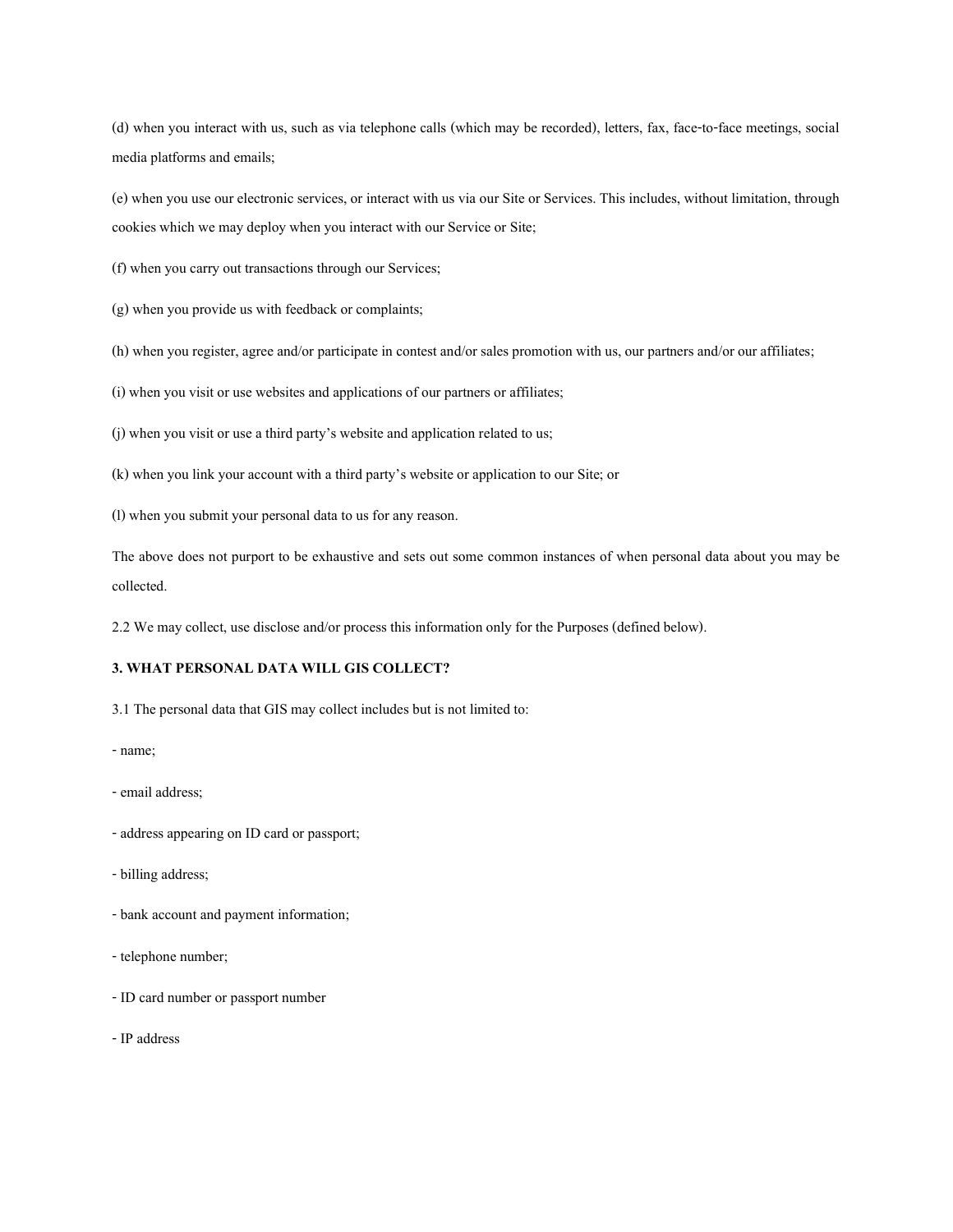(d) when you interact with us, such as via telephone calls (which may be recorded), letters, fax, face-to-face meetings, social media platforms and emails;

(e) when you use our electronic services, or interact with us via our Site or Services. This includes, without limitation, through cookies which we may deploy when you interact with our Service or Site;

(f) when you carry out transactions through our Services;

(g) when you provide us with feedback or complaints;

(h) when you register, agree and/or participate in contest and/or sales promotion with us, our partners and/or our affiliates;

(i) when you visit or use websites and applications of our partners or affiliates;

(j) when you visit or use a third party's website and application related to us;

(k) when you link your account with a third party's website or application to our Site; or

(l) when you submit your personal data to us for any reason.

The above does not purport to be exhaustive and sets out some common instances of when personal data about you may be collected.

2.2 We may collect, use disclose and/or process this information only for the Purposes (defined below).

**3. WHAT PERSONAL DATA WILL GIS COLLECT?**

3.1 The personal data that GIS may collect includes but is not limited to:

- name;
- email address;
- address appearing on ID card or passport;
- billing address;
- bank account and payment information;
- telephone number;
- ID card number or passport number
- IP address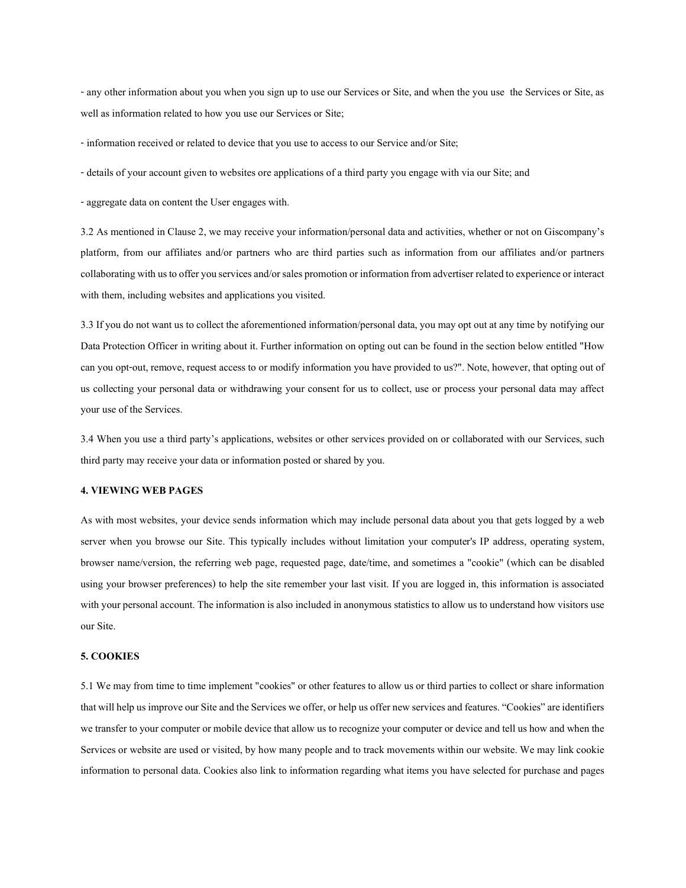- any other information about you when you sign up to use our Services or Site, and when the you use the Services or Site, as well as information related to how you use our Services or Site;

- information received or related to device that you use to access to our Service and/or Site;

- details of your account given to websites ore applications of a third party you engage with via our Site; and

- aggregate data on content the User engages with.

3.2 As mentioned in Clause 2, we may receive your information/personal data and activities, whether or not on Giscompany's platform, from our affiliates and/or partners who are third parties such as information from our affiliates and/or partners collaborating with us to offer you services and/or sales promotion or information from advertiser related to experience or interact with them, including websites and applications you visited.

3.3 If you do not want us to collect the aforementioned information/personal data, you may opt out at any time by notifying our Data Protection Officer in writing about it. Further information on opting out can be found in the section below entitled "How can you opt-out, remove, request access to or modify information you have provided to us?". Note, however, that opting out of us collecting your personal data or withdrawing your consent for us to collect, use or process your personal data may affect your use of the Services.

3.4 When you use a third party's applications, websites or other services provided on or collaborated with our Services, such third party may receive your data or information posted or shared by you.

**4. VIEWING WEB PAGES**

As with most websites, your device sends information which may include personal data about you that gets logged by a web server when you browse our Site. This typically includes without limitation your computer's IP address, operating system, browser name/version, the referring web page, requested page, date/time, and sometimes a "cookie" (which can be disabled using your browser preferences) to help the site remember your last visit. If you are logged in, this information is associated with your personal account. The information is also included in anonymous statistics to allow us to understand how visitors use our Site.

**5. COOKIES**

5.1 We may from time to time implement "cookies" or other features to allow us or third parties to collect or share information that will help us improve our Site and the Services we offer, or help us offer new services and features. "Cookies" are identifiers we transfer to your computer or mobile device that allow us to recognize your computer or device and tell us how and when the Services or website are used or visited, by how many people and to track movements within our website. We may link cookie information to personal data. Cookies also link to information regarding what items you have selected for purchase and pages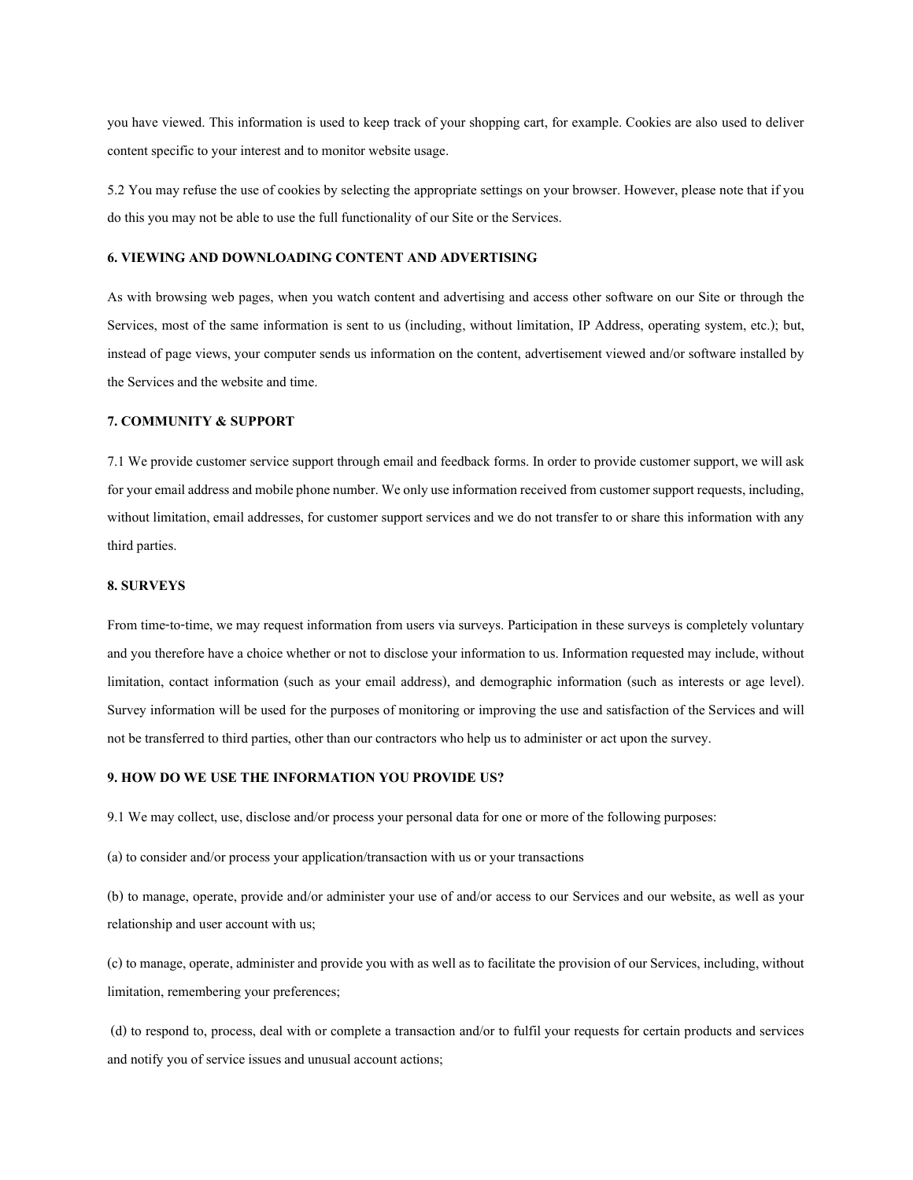you have viewed. This information is used to keep track of your shopping cart, for example. Cookies are also used to deliver content specific to your interest and to monitor website usage.

5.2 You may refuse the use of cookies by selecting the appropriate settings on your browser. However, please note that if you do this you may not be able to use the full functionality of our Site or the Services.

**6. VIEWING AND DOWNLOADING CONTENT AND ADVERTISING**

As with browsing web pages, when you watch content and advertising and access other software on our Site or through the Services, most of the same information is sent to us (including, without limitation, IP Address, operating system, etc.); but, instead of page views, your computer sends us information on the content, advertisement viewed and/or software installed by the Services and the website and time.

**7. COMMUNITY & SUPPORT**

7.1 We provide customer service support through email and feedback forms. In order to provide customer support, we will ask for your email address and mobile phone number. We only use information received from customer support requests, including, without limitation, email addresses, for customer support services and we do not transfer to or share this information with any third parties.

**8. SURVEYS**

From time-to-time, we may request information from users via surveys. Participation in these surveys is completely voluntary and you therefore have a choice whether or not to disclose your information to us. Information requested may include, without limitation, contact information (such as your email address), and demographic information (such as interests or age level). Survey information will be used for the purposes of monitoring or improving the use and satisfaction of the Services and will not be transferred to third parties, other than our contractors who help us to administer or act upon the survey.

**9. HOW DO WE USE THE INFORMATION YOU PROVIDE US?**

9.1 We may collect, use, disclose and/or process your personal data for one or more of the following purposes:

(a) to consider and/or process your application/transaction with us or your transactions

(b) to manage, operate, provide and/or administer your use of and/or access to our Services and our website, as well as your relationship and user account with us;

(c) to manage, operate, administer and provide you with as well as to facilitate the provision of our Services, including, without limitation, remembering your preferences;

(d) to respond to, process, deal with or complete a transaction and/or to fulfil your requests for certain products and services and notify you of service issues and unusual account actions;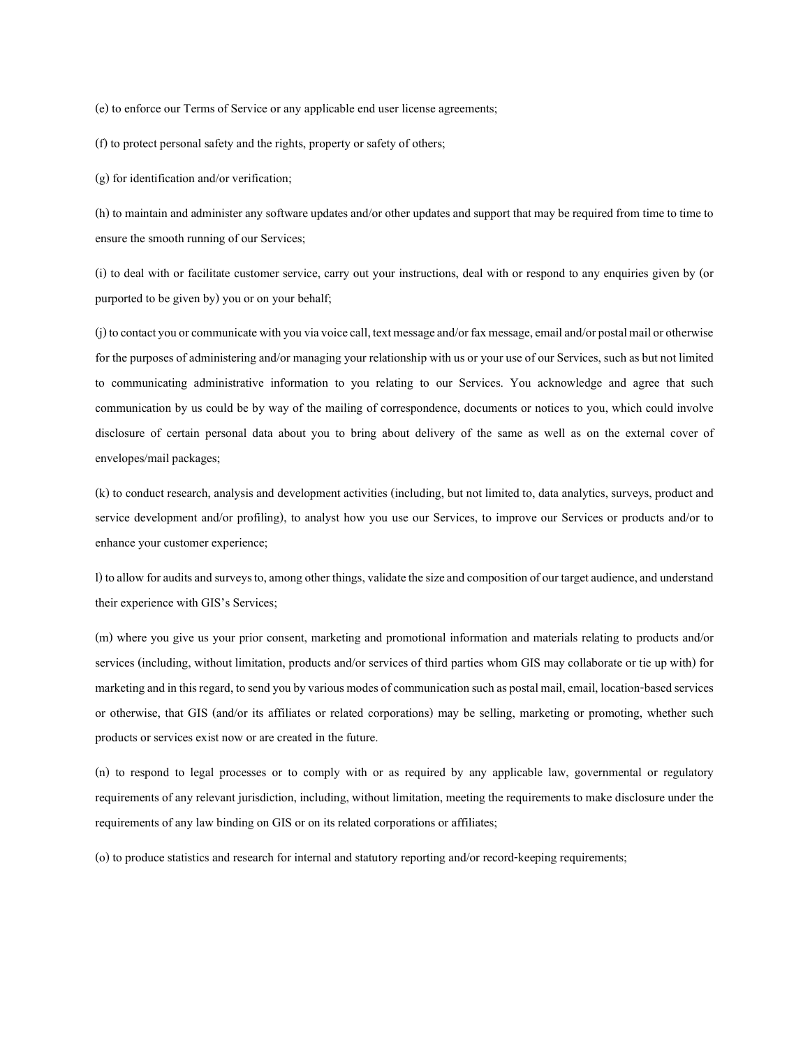(e) to enforce our Terms of Service or any applicable end user license agreements;

(f) to protect personal safety and the rights, property or safety of others;

(g) for identification and/or verification;

(h) to maintain and administer any software updates and/or other updates and support that may be required from time to time to ensure the smooth running of our Services;

(i) to deal with or facilitate customer service, carry out your instructions, deal with or respond to any enquiries given by (or purported to be given by) you or on your behalf;

(j) to contact you or communicate with you via voice call, text message and/or fax message, email and/or postal mail or otherwise for the purposes of administering and/or managing your relationship with us or your use of our Services, such as but not limited to communicating administrative information to you relating to our Services. You acknowledge and agree that such communication by us could be by way of the mailing of correspondence, documents or notices to you, which could involve disclosure of certain personal data about you to bring about delivery of the same as well as on the external cover of envelopes/mail packages;

(k) to conduct research, analysis and development activities (including, but not limited to, data analytics, surveys, product and service development and/or profiling), to analyst how you use our Services, to improve our Services or products and/or to enhance your customer experience;

l) to allow for audits and surveys to, among other things, validate the size and composition of our target audience, and understand their experience with GIS's Services;

(m) where you give us your prior consent, marketing and promotional information and materials relating to products and/or services (including, without limitation, products and/or services of third parties whom GIS may collaborate or tie up with) for marketing and in this regard, to send you by various modes of communication such as postal mail, email, location-based services or otherwise, that GIS (and/or its affiliates or related corporations) may be selling, marketing or promoting, whether such products or services exist now or are created in the future.

(n) to respond to legal processes or to comply with or as required by any applicable law, governmental or regulatory requirements of any relevant jurisdiction, including, without limitation, meeting the requirements to make disclosure under the requirements of any law binding on GIS or on its related corporations or affiliates;

(o) to produce statistics and research for internal and statutory reporting and/or record-keeping requirements;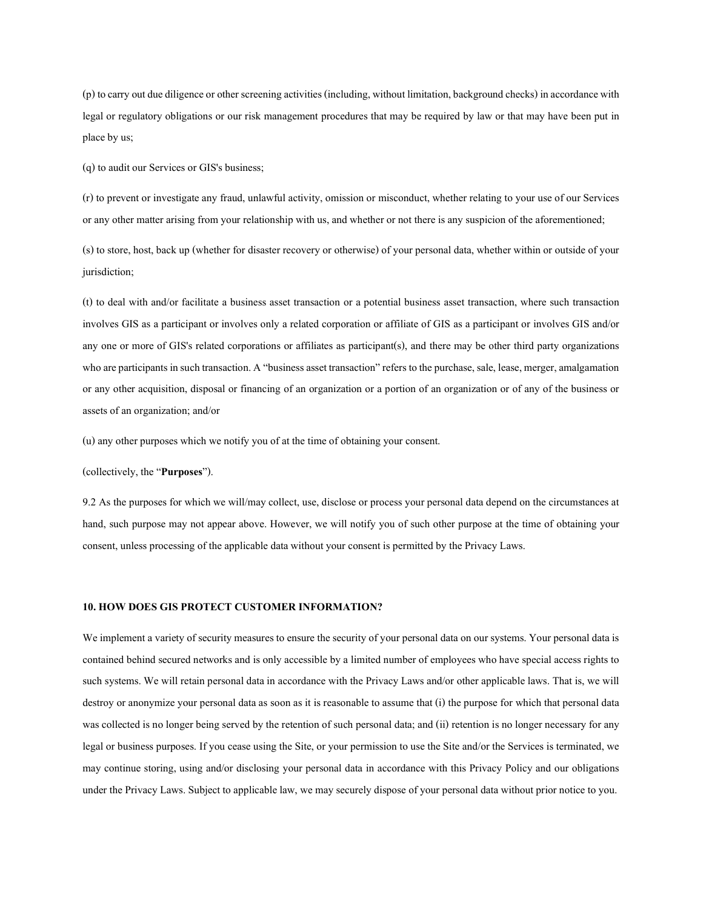(p) to carry out due diligence or other screening activities (including, without limitation, background checks) in accordance with legal or regulatory obligations or our risk management procedures that may be required by law or that may have been put in place by us;

(q) to audit our Services or GIS's business;

(r) to prevent or investigate any fraud, unlawful activity, omission or misconduct, whether relating to your use of our Services or any other matter arising from your relationship with us, and whether or not there is any suspicion of the aforementioned;

(s) to store, host, back up (whether for disaster recovery or otherwise) of your personal data, whether within or outside of your jurisdiction;

(t) to deal with and/or facilitate a business asset transaction or a potential business asset transaction, where such transaction involves GIS as a participant or involves only a related corporation or affiliate of GIS as a participant or involves GIS and/or any one or more of GIS's related corporations or affiliates as participant(s), and there may be other third party organizations who are participants in such transaction. A "business asset transaction" refers to the purchase, sale, lease, merger, amalgamation or any other acquisition, disposal or financing of an organization or a portion of an organization or of any of the business or assets of an organization; and/or

(u) any other purposes which we notify you of at the time of obtaining your consent.

(collectively, the "**Purposes**").

9.2 As the purposes for which we will/may collect, use, disclose or process your personal data depend on the circumstances at hand, such purpose may not appear above. However, we will notify you of such other purpose at the time of obtaining your consent, unless processing of the applicable data without your consent is permitted by the Privacy Laws.

## 10. HOW DOES GIS PROTECT CUSTOMER INFORMATION?

We implement a variety of security measures to ensure the security of your personal data on our systems. Your personal data is contained behind secured networks and is only accessible by a limited number of employees who have special access rights to such systems. We will retain personal data in accordance with the Privacy Laws and/or other applicable laws. That is, we will destroy or anonymize your personal data as soon as it is reasonable to assume that (i) the purpose for which that personal data was collected is no longer being served by the retention of such personal data; and (ii) retention is no longer necessary for any legal or business purposes. If you cease using the Site, or your permission to use the Site and/or the Services is terminated, we may continue storing, using and/or disclosing your personal data in accordance with this Privacy Policy and our obligations under the Privacy Laws. Subject to applicable law, we may securely dispose of your personal data without prior notice to you.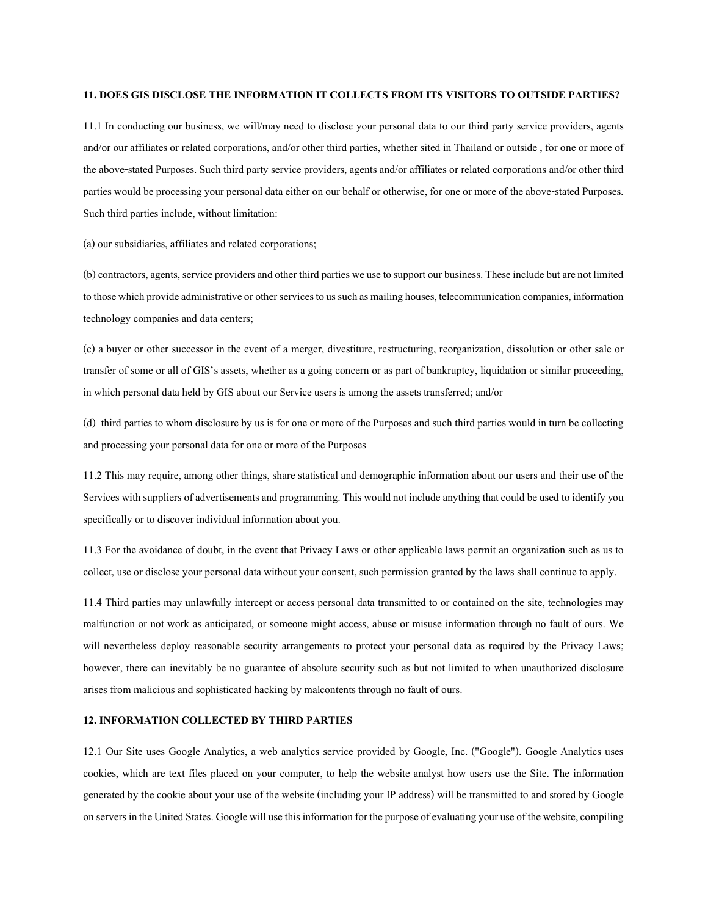**11. DOES GIS DISCLOSE THE INFORMATION IT COLLECTS FROM ITS VISITORS TO OUTSIDE PARTIES?**

11.1 In conducting our business, we will/may need to disclose your personal data to our third party service providers, agents and/or our affiliates or related corporations, and/or other third parties, whether sited in Thailand or outside , for one or more of the above-stated Purposes. Such third party service providers, agents and/or affiliates or related corporations and/or other third parties would be processing your personal data either on our behalf or otherwise, for one or more of the above-stated Purposes. Such third parties include, without limitation:

(a) our subsidiaries, affiliates and related corporations;

(b) contractors, agents, service providers and other third parties we use to support our business. These include but are not limited to those which provide administrative or other services to us such as mailing houses, telecommunication companies, information technology companies and data centers;

(c) a buyer or other successor in the event of a merger, divestiture, restructuring, reorganization, dissolution or other sale or transfer of some or all of GIS's assets, whether as a going concern or as part of bankruptcy, liquidation or similar proceeding, in which personal data held by GIS about our Service users is among the assets transferred; and/or

(d) third parties to whom disclosure by us is for one or more of the Purposes and such third parties would in turn be collecting and processing your personal data for one or more of the Purposes

11.2 This may require, among other things, share statistical and demographic information about our users and their use of the Services with suppliers of advertisements and programming. This would not include anything that could be used to identify you specifically or to discover individual information about you.

11.3 For the avoidance of doubt, in the event that Privacy Laws or other applicable laws permit an organization such as us to collect, use or disclose your personal data without your consent, such permission granted by the laws shall continue to apply.

11.4 Third parties may unlawfully intercept or access personal data transmitted to or contained on the site, technologies may malfunction or not work as anticipated, or someone might access, abuse or misuse information through no fault of ours. We will nevertheless deploy reasonable security arrangements to protect your personal data as required by the Privacy Laws; however, there can inevitably be no guarantee of absolute security such as but not limited to when unauthorized disclosure arises from malicious and sophisticated hacking by malcontents through no fault of ours.

**12. INFORMATION COLLECTED BY THIRD PARTIES**

12.1 Our Site uses Google Analytics, a web analytics service provided by Google, Inc. ("Google"). Google Analytics uses cookies, which are text files placed on your computer, to help the website analyst how users use the Site. The information generated by the cookie about your use of the website (including your IP address) will be transmitted to and stored by Google on servers in the United States. Google will use this information for the purpose of evaluating your use of the website, compiling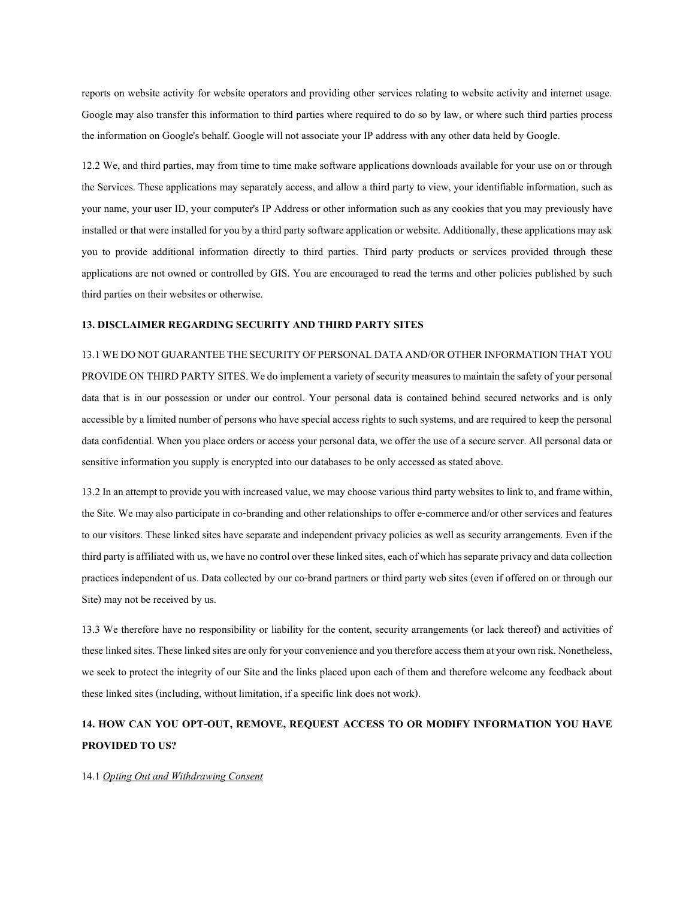reports on website activity for website operators and providing other services relating to website activity and internet usage. Google may also transfer this information to third parties where required to do so by law, or where such third parties process the information on Google's behalf. Google will not associate your IP address with any other data held by Google.

12.2 We, and third parties, may from time to time make software applications downloads available for your use on or through the Services. These applications may separately access, and allow a third party to view, your identifiable information, such as your name, your user ID, your computer's IP Address or other information such as any cookies that you may previously have installed or that were installed for you by a third party software application or website. Additionally, these applications may ask you to provide additional information directly to third parties. Third party products or services provided through these applications are not owned or controlled by GIS. You are encouraged to read the terms and other policies published by such third parties on their websites or otherwise.

**13. DISCLAIMER REGARDING SECURITY AND THIRD PARTY SITES**

13.1 WE DO NOT GUARANTEE THE SECURITY OF PERSONAL DATA AND/OR OTHER INFORMATION THAT YOU PROVIDE ON THIRD PARTY SITES. We do implement a variety of security measures to maintain the safety of your personal data that is in our possession or under our control. Your personal data is contained behind secured networks and is only accessible by a limited number of persons who have special access rights to such systems, and are required to keep the personal data confidential. When you place orders or access your personal data, we offer the use of a secure server. All personal data or sensitive information you supply is encrypted into our databases to be only accessed as stated above.

13.2 In an attempt to provide you with increased value, we may choose various third party websites to link to, and frame within, the Site. We may also participate in co-branding and other relationships to offer e-commerce and/or other services and features to our visitors. These linked sites have separate and independent privacy policies as well as security arrangements. Even if the third party is affiliated with us, we have no control over these linked sites, each of which has separate privacy and data collection practices independent of us. Data collected by our co-brand partners or third party web sites (even if offered on or through our Site) may not be received by us.

13.3 We therefore have no responsibility or liability for the content, security arrangements (or lack thereof) and activities of these linked sites. These linked sites are only for your convenience and you therefore access them at your own risk. Nonetheless, we seek to protect the integrity of our Site and the links placed upon each of them and therefore welcome any feedback about these linked sites (including, without limitation, if a specific link does not work).

**14. HOW CAN YOU OPT-OUT, REMOVE, REQUEST ACCESS TO OR MODIFY INFORMATION YOU HAVE PROVIDED TO US?**

14.1 *Opting Out and Withdrawing Consent*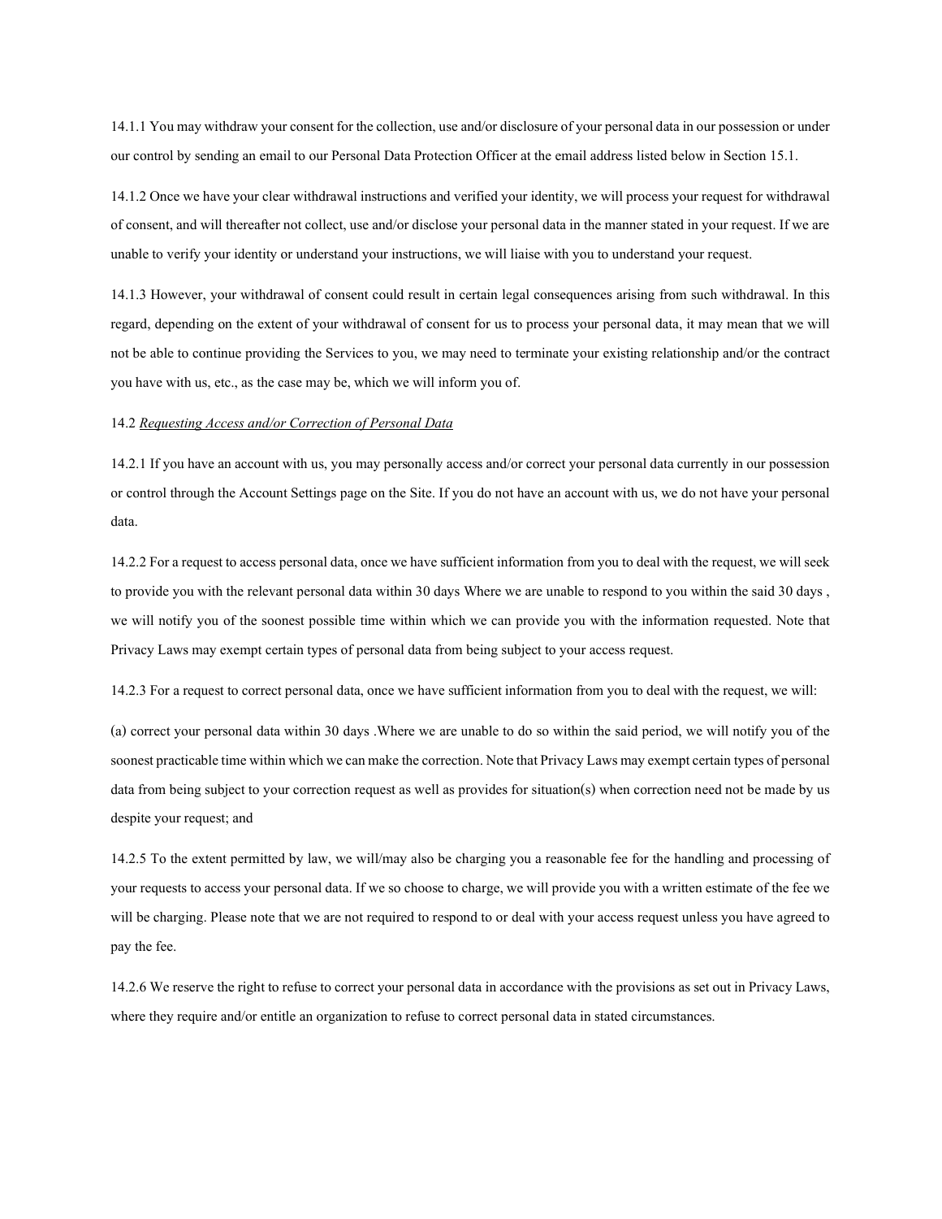14.1.1 You may withdraw your consent for the collection, use and/or disclosure of your personal data in our possession or under our control by sending an email to our Personal Data Protection Officer at the email address listed below in Section 15.1.

14.1.2 Once we have your clear withdrawal instructions and verified your identity, we will process your request for withdrawal of consent, and will thereafter not collect, use and/or disclose your personal data in the manner stated in your request. If we are unable to verify your identity or understand your instructions, we will liaise with you to understand your request.

14.1.3 However, your withdrawal of consent could result in certain legal consequences arising from such withdrawal. In this regard, depending on the extent of your withdrawal of consent for us to process your personal data, it may mean that we will not be able to continue providing the Services to you, we may need to terminate your existing relationship and/or the contract you have with us, etc., as the case may be, which we will inform you of.

14.2 _Requesting Access and/or Correction of Personal Data_

14.2.1 If you have an account with us, you may personally access and/or correct your personal data currently in our possession or control through the Account Settings page on the Site. If you do not have an account with us, we do not have your personal data.

14.2.2 For a request to access personal data, once we have sufficient information from you to deal with the request, we will seek to provide you with the relevant personal data within 30 days Where we are unable to respond to you within the said 30 days , we will notify you of the soonest possible time within which we can provide you with the information requested. Note that Privacy Laws may exempt certain types of personal data from being subject to your access request.

14.2.3 For a request to correct personal data, once we have sufficient information from you to deal with the request, we will:

(a) correct your personal data within 30 days .Where we are unable to do so within the said period, we will notify you of the soonest practicable time within which we can make the correction. Note that Privacy Laws may exempt certain types of personal data from being subject to your correction request as well as provides for situation(s) when correction need not be made by us despite your request; and

14.2.5 To the extent permitted by law, we will/may also be charging you a reasonable fee for the handling and processing of your requests to access your personal data. If we so choose to charge, we will provide you with a written estimate of the fee we will be charging. Please note that we are not required to respond to or deal with your access request unless you have agreed to pay the fee.

14.2.6 We reserve the right to refuse to correct your personal data in accordance with the provisions as set out in Privacy Laws, where they require and/or entitle an organization to refuse to correct personal data in stated circumstances.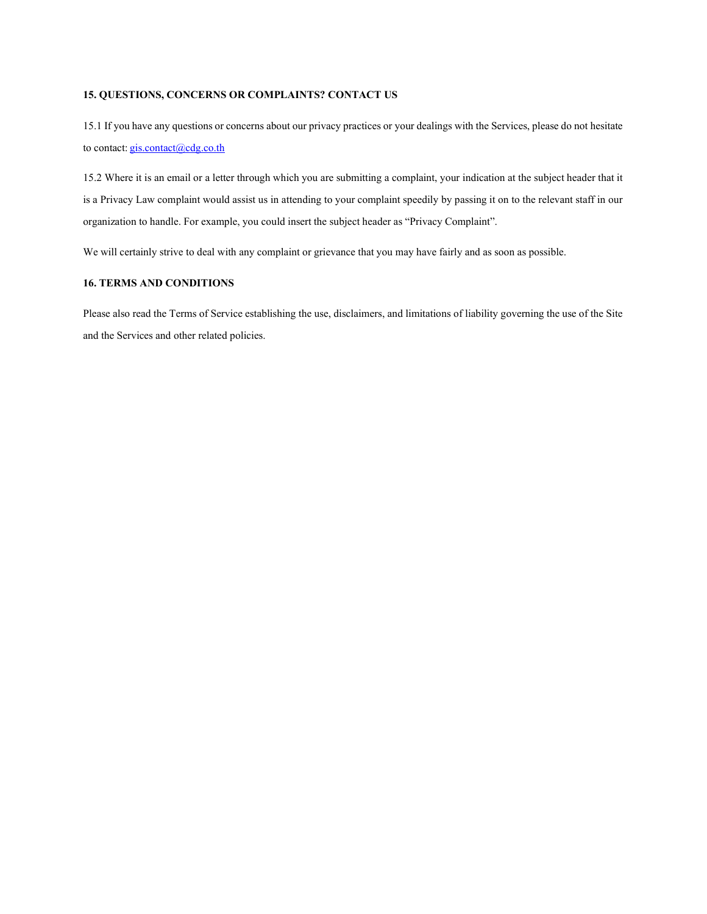**15. QUESTIONS, CONCERNS OR COMPLAINTS? CONTACT US**

15.1 If you have any questions or concerns about our privacy practices or your dealings with the Services, please do not hesitate to contact: gis.contact@cdg.co.th

15.2 Where it is an email or a letter through which you are submitting a complaint, your indication at the subject header that it is a Privacy Law complaint would assist us in attending to your complaint speedily by passing it on to the relevant staff in our organization to handle. For example, you could insert the subject header as "Privacy Complaint".

We will certainly strive to deal with any complaint or grievance that you may have fairly and as soon as possible.

**16. TERMS AND CONDITIONS**

Please also read the Terms of Service establishing the use, disclaimers, and limitations of liability governing the use of the Site and the Services and other related policies.